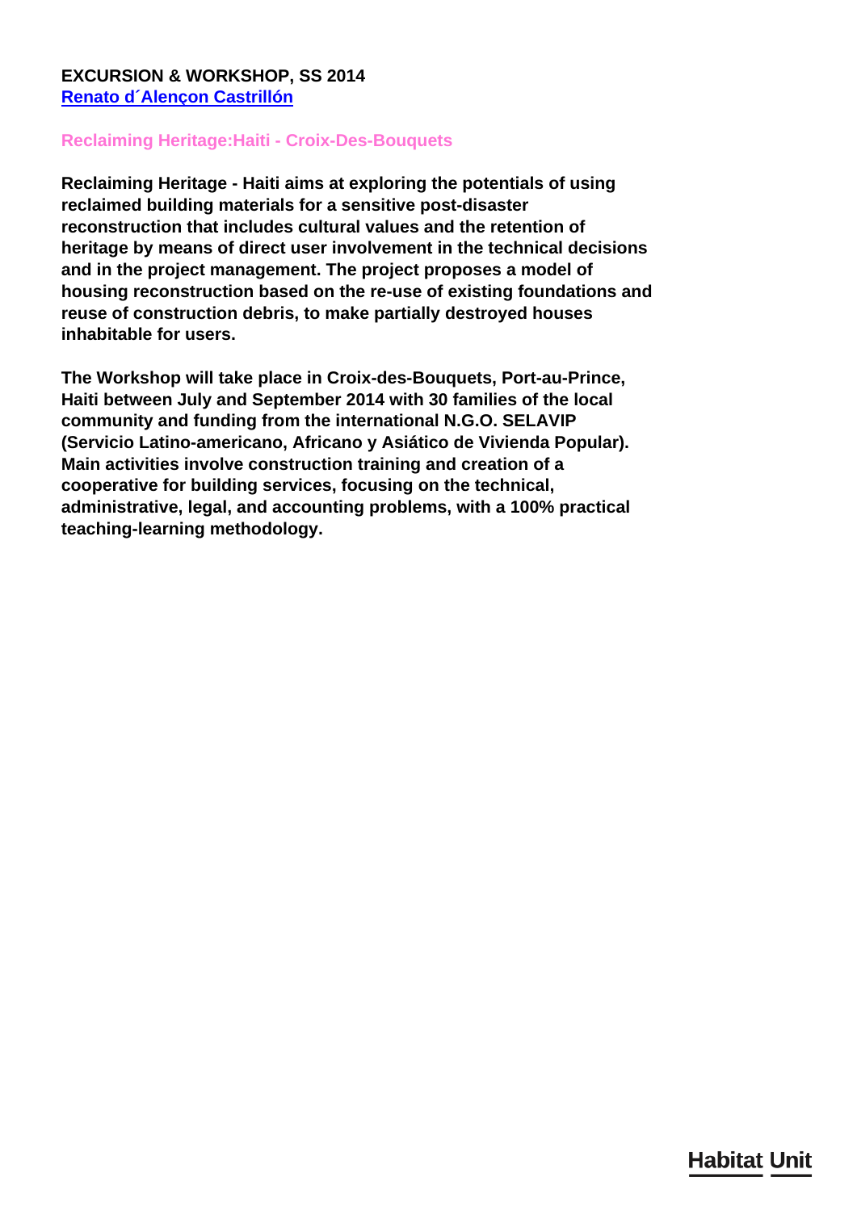**EXCURSION & WORKSHOP, SS 2014**
**Renato d´Alençon Castrillón**

## Reclaiming Heritage:Haiti - Croix-Des-Bouquets

**Reclaiming Heritage - Haiti aims at exploring the potentials of using reclaimed building materials for a sensitive post-disaster reconstruction that includes cultural values and the retention of heritage by means of direct user involvement in the technical decisions and in the project management. The project proposes a model of housing reconstruction based on the re-use of existing foundations and reuse of construction debris, to make partially destroyed houses inhabitable for users.**

**The Workshop will take place in Croix-des-Bouquets, Port-au-Prince, Haiti between July and September 2014 with 30 families of the local community and funding from the international N.G.O. SELAVIP (Servicio Latino-americano, Africano y Asiático de Vivienda Popular). Main activities involve construction training and creation of a cooperative for building services, focusing on the technical, administrative, legal, and accounting problems, with a 100% practical teaching-learning methodology.**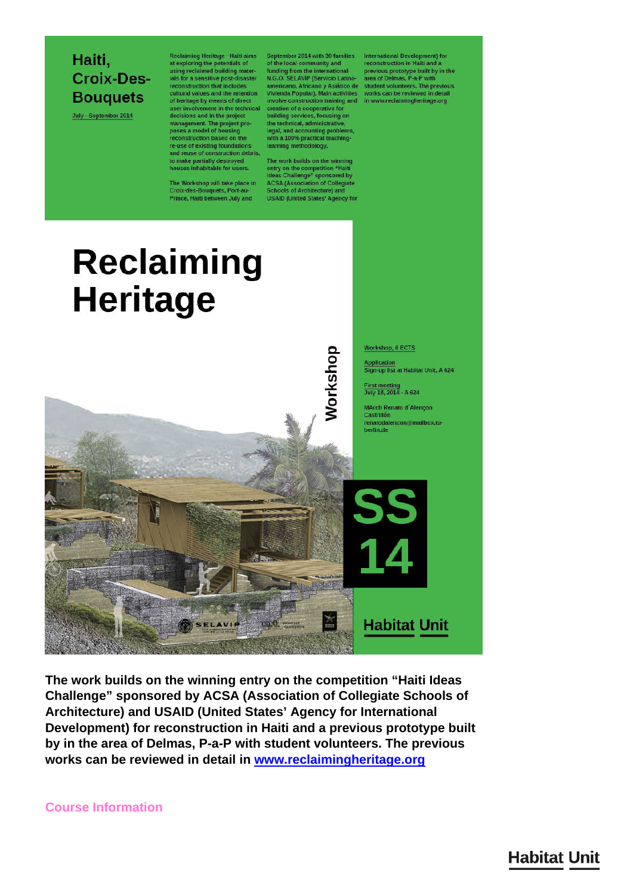# Haiti, Croix-Des-Bouquets

July - September 2014

Reclaiming Heritage - Haiti aims at exploring the potentials of using reclaimed building materials for a sensitive post-disaster reconstruction that includes cultural values and the retention of heritage by means of direct user involvement in the technical decisions and in the project management. The project proposes a model of housing reconstruction based on the re-use of existing foundations and reuse of construction debris, to make partially destroyed houses inhabitable for users.

The Workshop will take place in Croix-des-Bouquets, Port-au-Prince, Haiti between July and September 2014 with 30 families of the local community and funding from the international N.G.O. SELAVIP (Servicio Latinoamericano, Africano y Asiático de Vivienda Popular). Main activities involve construction training and creation of a cooperative for building services, focusing on the technical, administrative, legal, and accounting problems, with a 100% practical teaching-learning methodology.

The work builds on the winning entry on the competition "Haiti Ideas Challenge" sponsored by ACSA (Association of Collegiate Schools of Architecture) and USAID (United States' Agency for International Development) for reconstruction in Haiti and a previous prototype built by in the area of Delmas, P-a-P with student volunteers. The previous works can be reviewed in detail in www.reclaimingheritage.org

# Reclaiming Heritage

Workshop

Workshop, 6 ECTS

Application
Sign-up list at Habitat Unit, A 624

First meeting
July 18, 2014 - A 624

MArch Renato d´Alençon Castrillón
renatodalencon@mailbox.tu-berlin.de

SS 14

Habitat Unit

**The work builds on the winning entry on the competition "Haiti Ideas Challenge" sponsored by ACSA (Association of Collegiate Schools of Architecture) and USAID (United States' Agency for International Development) for reconstruction in Haiti and a previous prototype built by in the area of Delmas, P-a-P with student volunteers. The previous works can be reviewed in detail in [www.reclaimingheritage.org](http://www.reclaimingheritage.org)**

Course Information

Habitat Unit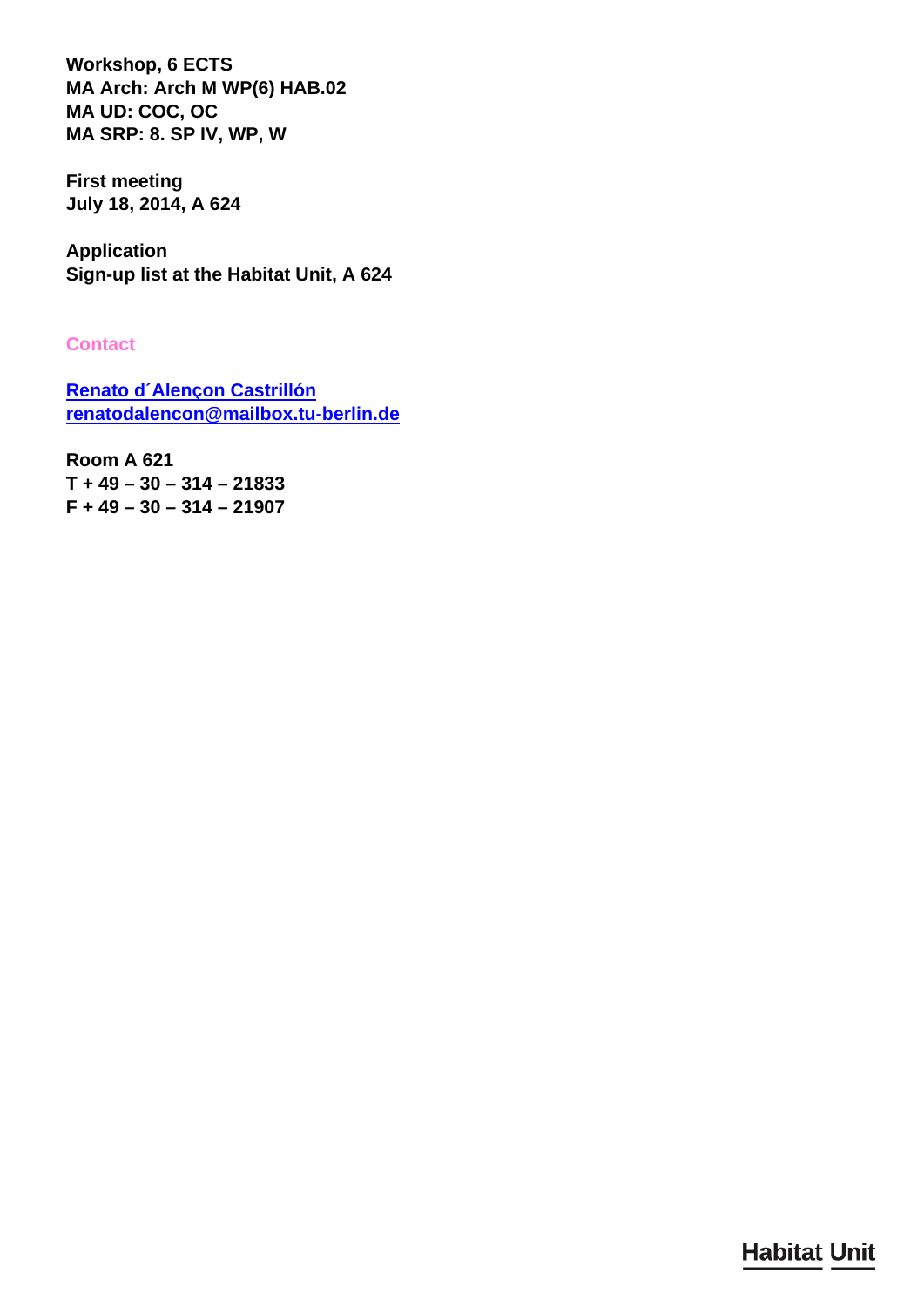**Workshop, 6 ECTS**
**MA Arch: Arch M WP(6) HAB.02**
**MA UD: COC, OC**
**MA SRP: 8. SP IV, WP, W**

**First meeting**
**July 18, 2014, A 624**

**Application**
**Sign-up list at the Habitat Unit, A 624**

**Contact**

**Renato d´Alençon Castrillón**
**renatodalencon@mailbox.tu-berlin.de**

**Room A 621**
**T + 49 – 30 – 314 – 21833**
**F + 49 – 30 – 314 – 21907**

**Habitat Unit**